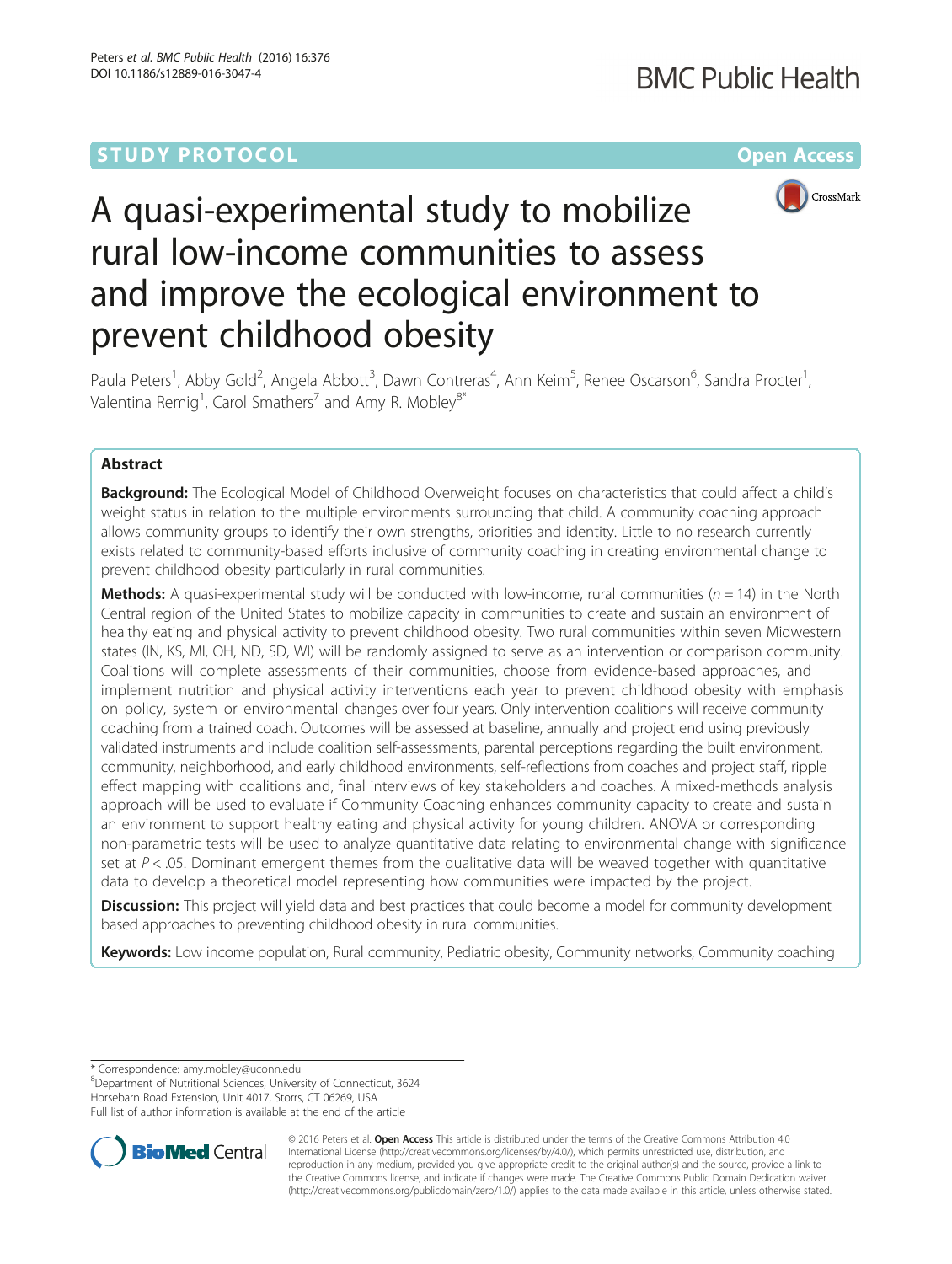STUDY PROTOCOL Open Access

# A quasi-experimental study to mobilize rural low-income communities to assess and improve the ecological environment to prevent childhood obesity

Paula Peters[1], Abby Gold[2], Angela Abbott[3], Dawn Contreras[4], Ann Keim[5], Renee Oscarson[6], Sandra Procter[1], Valentina Remig[1], Carol Smathers[7] and Amy R. Mobley[8*]

## Abstract

**Background:** The Ecological Model of Childhood Overweight focuses on characteristics that could affect a child's weight status in relation to the multiple environments surrounding that child. A community coaching approach allows community groups to identify their own strengths, priorities and identity. Little to no research currently exists related to community-based efforts inclusive of community coaching in creating environmental change to prevent childhood obesity particularly in rural communities.

**Methods:** A quasi-experimental study will be conducted with low-income, rural communities ($n = 14$) in the North Central region of the United States to mobilize capacity in communities to create and sustain an environment of healthy eating and physical activity to prevent childhood obesity. Two rural communities within seven Midwestern states (IN, KS, MI, OH, ND, SD, WI) will be randomly assigned to serve as an intervention or comparison community. Coalitions will complete assessments of their communities, choose from evidence-based approaches, and implement nutrition and physical activity interventions each year to prevent childhood obesity with emphasis on policy, system or environmental changes over four years. Only intervention coalitions will receive community coaching from a trained coach. Outcomes will be assessed at baseline, annually and project end using previously validated instruments and include coalition self-assessments, parental perceptions regarding the built environment, community, neighborhood, and early childhood environments, self-reflections from coaches and project staff, ripple effect mapping with coalitions and, final interviews of key stakeholders and coaches. A mixed-methods analysis approach will be used to evaluate if Community Coaching enhances community capacity to create and sustain an environment to support healthy eating and physical activity for young children. ANOVA or corresponding non-parametric tests will be used to analyze quantitative data relating to environmental change with significance set at $P < .05$. Dominant emergent themes from the qualitative data will be weaved together with quantitative data to develop a theoretical model representing how communities were impacted by the project.

**Discussion:** This project will yield data and best practices that could become a model for community development based approaches to preventing childhood obesity in rural communities.

**Keywords:** Low income population, Rural community, Pediatric obesity, Community networks, Community coaching

\* Correspondence: amy.mobley@uconn.edu

[8]Department of Nutritional Sciences, University of Connecticut, 3624 Horsebarn Road Extension, Unit 4017, Storrs, CT 06269, USA

Full list of author information is available at the end of the article

© 2016 Peters et al. **Open Access** This article is distributed under the terms of the Creative Commons Attribution 4.0 International License (http://creativecommons.org/licenses/by/4.0/), which permits unrestricted use, distribution, and reproduction in any medium, provided you give appropriate credit to the original author(s) and the source, provide a link to the Creative Commons license, and indicate if changes were made. The Creative Commons Public Domain Dedication waiver (http://creativecommons.org/publicdomain/zero/1.0/) applies to the data made available in this article, unless otherwise stated.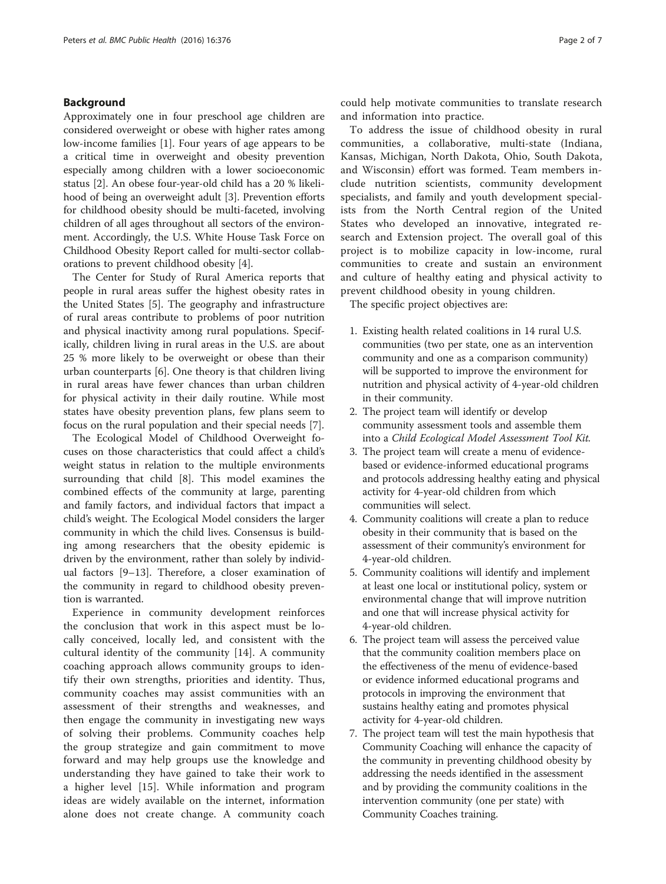## Background

Approximately one in four preschool age children are considered overweight or obese with higher rates among low-income families [1]. Four years of age appears to be a critical time in overweight and obesity prevention especially among children with a lower socioeconomic status [2]. An obese four-year-old child has a 20 % likelihood of being an overweight adult [3]. Prevention efforts for childhood obesity should be multi-faceted, involving children of all ages throughout all sectors of the environment. Accordingly, the U.S. White House Task Force on Childhood Obesity Report called for multi-sector collaborations to prevent childhood obesity [4].

The Center for Study of Rural America reports that people in rural areas suffer the highest obesity rates in the United States [5]. The geography and infrastructure of rural areas contribute to problems of poor nutrition and physical inactivity among rural populations. Specifically, children living in rural areas in the U.S. are about 25 % more likely to be overweight or obese than their urban counterparts [6]. One theory is that children living in rural areas have fewer chances than urban children for physical activity in their daily routine. While most states have obesity prevention plans, few plans seem to focus on the rural population and their special needs [7].

The Ecological Model of Childhood Overweight focuses on those characteristics that could affect a child's weight status in relation to the multiple environments surrounding that child [8]. This model examines the combined effects of the community at large, parenting and family factors, and individual factors that impact a child's weight. The Ecological Model considers the larger community in which the child lives. Consensus is building among researchers that the obesity epidemic is driven by the environment, rather than solely by individual factors [9–13]. Therefore, a closer examination of the community in regard to childhood obesity prevention is warranted.

Experience in community development reinforces the conclusion that work in this aspect must be locally conceived, locally led, and consistent with the cultural identity of the community [14]. A community coaching approach allows community groups to identify their own strengths, priorities and identity. Thus, community coaches may assist communities with an assessment of their strengths and weaknesses, and then engage the community in investigating new ways of solving their problems. Community coaches help the group strategize and gain commitment to move forward and may help groups use the knowledge and understanding they have gained to take their work to a higher level [15]. While information and program ideas are widely available on the internet, information alone does not create change. A community coach could help motivate communities to translate research and information into practice.

To address the issue of childhood obesity in rural communities, a collaborative, multi-state (Indiana, Kansas, Michigan, North Dakota, Ohio, South Dakota, and Wisconsin) effort was formed. Team members include nutrition scientists, community development specialists, and family and youth development specialists from the North Central region of the United States who developed an innovative, integrated research and Extension project. The overall goal of this project is to mobilize capacity in low-income, rural communities to create and sustain an environment and culture of healthy eating and physical activity to prevent childhood obesity in young children.

The specific project objectives are:

1. Existing health related coalitions in 14 rural U.S. communities (two per state, one as an intervention community and one as a comparison community) will be supported to improve the environment for nutrition and physical activity of 4-year-old children in their community.
2. The project team will identify or develop community assessment tools and assemble them into a *Child Ecological Model Assessment Tool Kit.*
3. The project team will create a menu of evidence-based or evidence-informed educational programs and protocols addressing healthy eating and physical activity for 4-year-old children from which communities will select.
4. Community coalitions will create a plan to reduce obesity in their community that is based on the assessment of their community's environment for 4-year-old children.
5. Community coalitions will identify and implement at least one local or institutional policy, system or environmental change that will improve nutrition and one that will increase physical activity for 4-year-old children.
6. The project team will assess the perceived value that the community coalition members place on the effectiveness of the menu of evidence-based or evidence informed educational programs and protocols in improving the environment that sustains healthy eating and promotes physical activity for 4-year-old children.
7. The project team will test the main hypothesis that Community Coaching will enhance the capacity of the community in preventing childhood obesity by addressing the needs identified in the assessment and by providing the community coalitions in the intervention community (one per state) with Community Coaches training.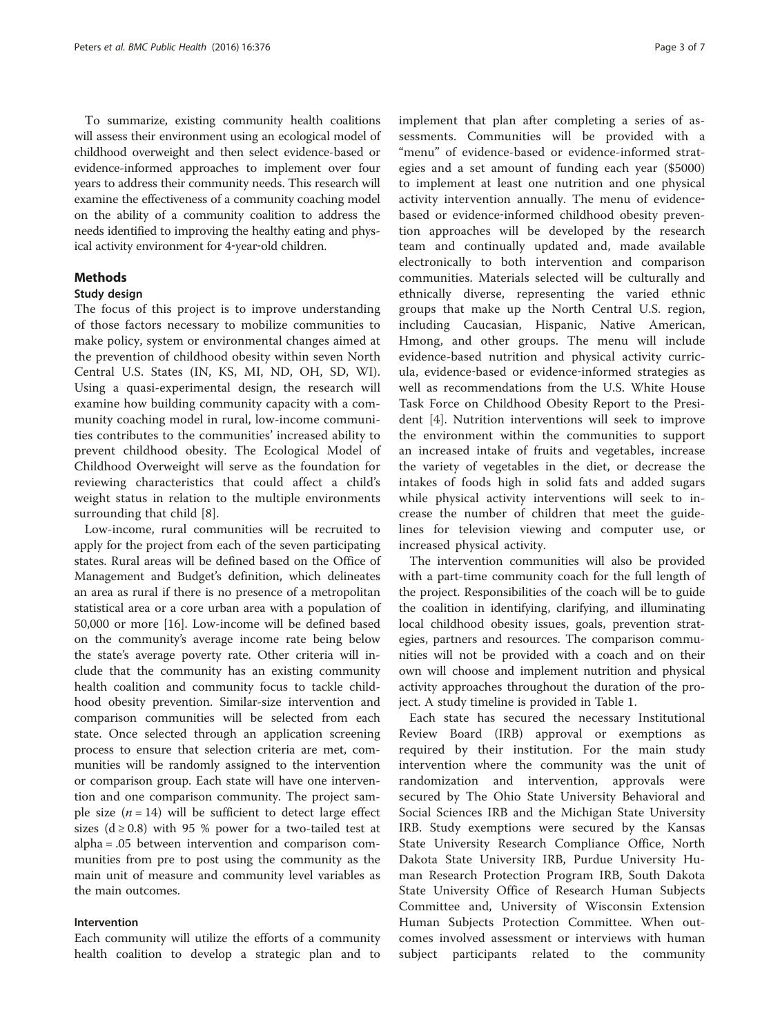To summarize, existing community health coalitions will assess their environment using an ecological model of childhood overweight and then select evidence-based or evidence-informed approaches to implement over four years to address their community needs. This research will examine the effectiveness of a community coaching model on the ability of a community coalition to address the needs identified to improving the healthy eating and physical activity environment for 4-year-old children.

## Methods

### Study design

The focus of this project is to improve understanding of those factors necessary to mobilize communities to make policy, system or environmental changes aimed at the prevention of childhood obesity within seven North Central U.S. States (IN, KS, MI, ND, OH, SD, WI). Using a quasi-experimental design, the research will examine how building community capacity with a community coaching model in rural, low-income communities contributes to the communities' increased ability to prevent childhood obesity. The Ecological Model of Childhood Overweight will serve as the foundation for reviewing characteristics that could affect a child's weight status in relation to the multiple environments surrounding that child [8].

Low-income, rural communities will be recruited to apply for the project from each of the seven participating states. Rural areas will be defined based on the Office of Management and Budget's definition, which delineates an area as rural if there is no presence of a metropolitan statistical area or a core urban area with a population of 50,000 or more [16]. Low-income will be defined based on the community's average income rate being below the state's average poverty rate. Other criteria will include that the community has an existing community health coalition and community focus to tackle childhood obesity prevention. Similar-size intervention and comparison communities will be selected from each state. Once selected through an application screening process to ensure that selection criteria are met, communities will be randomly assigned to the intervention or comparison group. Each state will have one intervention and one comparison community. The project sample size ($n = 14$) will be sufficient to detect large effect sizes ($d \geq 0.8$) with 95 % power for a two-tailed test at alpha = .05 between intervention and comparison communities from pre to post using the community as the main unit of measure and community level variables as the main outcomes.

### Intervention

Each community will utilize the efforts of a community health coalition to develop a strategic plan and to implement that plan after completing a series of assessments. Communities will be provided with a "menu" of evidence-based or evidence-informed strategies and a set amount of funding each year ($5000) to implement at least one nutrition and one physical activity intervention annually. The menu of evidence-based or evidence-informed childhood obesity prevention approaches will be developed by the research team and continually updated and, made available electronically to both intervention and comparison communities. Materials selected will be culturally and ethnically diverse, representing the varied ethnic groups that make up the North Central U.S. region, including Caucasian, Hispanic, Native American, Hmong, and other groups. The menu will include evidence-based nutrition and physical activity curricula, evidence-based or evidence-informed strategies as well as recommendations from the U.S. White House Task Force on Childhood Obesity Report to the President [4]. Nutrition interventions will seek to improve the environment within the communities to support an increased intake of fruits and vegetables, increase the variety of vegetables in the diet, or decrease the intakes of foods high in solid fats and added sugars while physical activity interventions will seek to increase the number of children that meet the guidelines for television viewing and computer use, or increased physical activity.

The intervention communities will also be provided with a part-time community coach for the full length of the project. Responsibilities of the coach will be to guide the coalition in identifying, clarifying, and illuminating local childhood obesity issues, goals, prevention strategies, partners and resources. The comparison communities will not be provided with a coach and on their own will choose and implement nutrition and physical activity approaches throughout the duration of the project. A study timeline is provided in Table 1.

Each state has secured the necessary Institutional Review Board (IRB) approval or exemptions as required by their institution. For the main study intervention where the community was the unit of randomization and intervention, approvals were secured by The Ohio State University Behavioral and Social Sciences IRB and the Michigan State University IRB. Study exemptions were secured by the Kansas State University Research Compliance Office, North Dakota State University IRB, Purdue University Human Research Protection Program IRB, South Dakota State University Office of Research Human Subjects Committee and, University of Wisconsin Extension Human Subjects Protection Committee. When outcomes involved assessment or interviews with human subject participants related to the community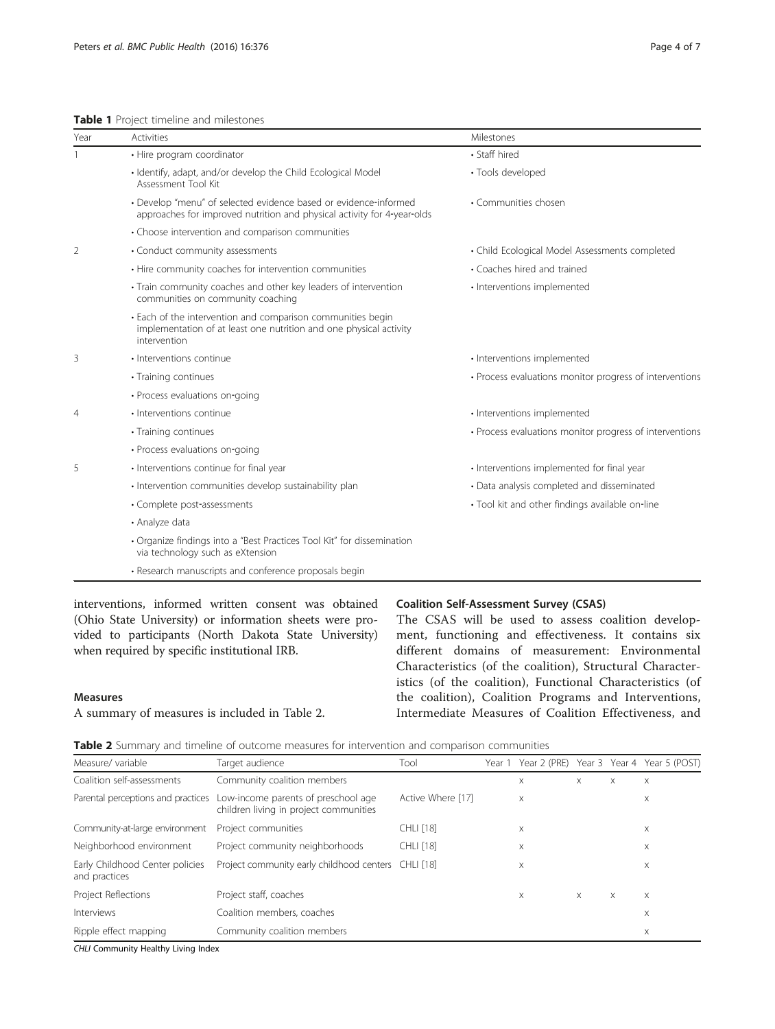**Table 1** Project timeline and milestones

| Year | Activities | Milestones |
|---|---|---|
| 1 | • Hire program coordinator | • Staff hired |
| | • Identify, adapt, and/or develop the Child Ecological Model Assessment Tool Kit | • Tools developed |
| | • Develop "menu" of selected evidence based or evidence-informed approaches for improved nutrition and physical activity for 4-year-olds | • Communities chosen |
| | • Choose intervention and comparison communities | |
| 2 | • Conduct community assessments | • Child Ecological Model Assessments completed |
| | • Hire community coaches for intervention communities | • Coaches hired and trained |
| | • Train community coaches and other key leaders of intervention communities on community coaching | • Interventions implemented |
| | • Each of the intervention and comparison communities begin implementation of at least one nutrition and one physical activity intervention | |
| 3 | • Interventions continue | • Interventions implemented |
| | • Training continues | • Process evaluations monitor progress of interventions |
| | • Process evaluations on-going | |
| 4 | • Interventions continue | • Interventions implemented |
| | • Training continues | • Process evaluations monitor progress of interventions |
| | • Process evaluations on-going | |
| 5 | • Interventions continue for final year | • Interventions implemented for final year |
| | • Intervention communities develop sustainability plan | • Data analysis completed and disseminated |
| | • Complete post-assessments | • Tool kit and other findings available on-line |
| | • Analyze data | |
| | • Organize findings into a "Best Practices Tool Kit" for dissemination via technology such as eXtension | |
| | • Research manuscripts and conference proposals begin | |

interventions, informed written consent was obtained (Ohio State University) or information sheets were provided to participants (North Dakota State University) when required by specific institutional IRB.

### Measures

A summary of measures is included in Table 2.

### Coalition Self-Assessment Survey (CSAS)

The CSAS will be used to assess coalition development, functioning and effectiveness. It contains six different domains of measurement: Environmental Characteristics (of the coalition), Structural Characteristics (of the coalition), Functional Characteristics (of the coalition), Coalition Programs and Interventions, Intermediate Measures of Coalition Effectiveness, and

**Table 2** Summary and timeline of outcome measures for intervention and comparison communities

| Measure/ variable | Target audience | Tool | Year 1 | Year 2 (PRE) | Year 3 | Year 4 | Year 5 (POST) |
|---|---|---|---|---|---|---|---|
| Coalition self-assessments | Community coalition members | | | x | x | x | x |
| Parental perceptions and practices | Low-income parents of preschool age children living in project communities | Active Where [17] | | x | | | x |
| Community-at-large environment | Project communities | CHLI [18] | | x | | | x |
| Neighborhood environment | Project community neighborhoods | CHLI [18] | | x | | | x |
| Early Childhood Center policies and practices | Project community early childhood centers | CHLI [18] | | x | | | x |
| Project Reflections | Project staff, coaches | | | x | x | x | x |
| Interviews | Coalition members, coaches | | | | | | x |
| Ripple effect mapping | Community coalition members | | | | | | x |

*CHLI* Community Healthy Living Index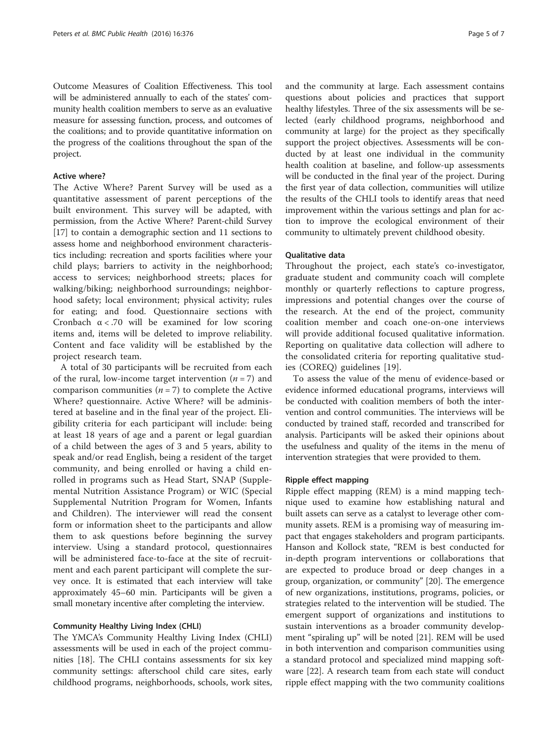Outcome Measures of Coalition Effectiveness. This tool will be administered annually to each of the states' community health coalition members to serve as an evaluative measure for assessing function, process, and outcomes of the coalitions; and to provide quantitative information on the progress of the coalitions throughout the span of the project.

### Active where?

The Active Where? Parent Survey will be used as a quantitative assessment of parent perceptions of the built environment. This survey will be adapted, with permission, from the Active Where? Parent-child Survey [17] to contain a demographic section and 11 sections to assess home and neighborhood environment characteristics including: recreation and sports facilities where your child plays; barriers to activity in the neighborhood; access to services; neighborhood streets; places for walking/biking; neighborhood surroundings; neighborhood safety; local environment; physical activity; rules for eating; and food. Questionnaire sections with Cronbach $\alpha < .70$ will be examined for low scoring items and, items will be deleted to improve reliability. Content and face validity will be established by the project research team.

A total of 30 participants will be recruited from each of the rural, low-income target intervention ($n = 7$) and comparison communities ($n = 7$) to complete the Active Where? questionnaire. Active Where? will be administered at baseline and in the final year of the project. Eligibility criteria for each participant will include: being at least 18 years of age and a parent or legal guardian of a child between the ages of 3 and 5 years, ability to speak and/or read English, being a resident of the target community, and being enrolled or having a child enrolled in programs such as Head Start, SNAP (Supplemental Nutrition Assistance Program) or WIC (Special Supplemental Nutrition Program for Women, Infants and Children). The interviewer will read the consent form or information sheet to the participants and allow them to ask questions before beginning the survey interview. Using a standard protocol, questionnaires will be administered face-to-face at the site of recruitment and each parent participant will complete the survey once. It is estimated that each interview will take approximately 45–60 min. Participants will be given a small monetary incentive after completing the interview.

### Community Healthy Living Index (CHLI)

The YMCA's Community Healthy Living Index (CHLI) assessments will be used in each of the project communities [18]. The CHLI contains assessments for six key community settings: afterschool child care sites, early childhood programs, neighborhoods, schools, work sites, and the community at large. Each assessment contains questions about policies and practices that support healthy lifestyles. Three of the six assessments will be selected (early childhood programs, neighborhood and community at large) for the project as they specifically support the project objectives. Assessments will be conducted by at least one individual in the community health coalition at baseline, and follow-up assessments will be conducted in the final year of the project. During the first year of data collection, communities will utilize the results of the CHLI tools to identify areas that need improvement within the various settings and plan for action to improve the ecological environment of their community to ultimately prevent childhood obesity.

### Qualitative data

Throughout the project, each state's co-investigator, graduate student and community coach will complete monthly or quarterly reflections to capture progress, impressions and potential changes over the course of the research. At the end of the project, community coalition member and coach one-on-one interviews will provide additional focused qualitative information. Reporting on qualitative data collection will adhere to the consolidated criteria for reporting qualitative studies (COREQ) guidelines [19].

To assess the value of the menu of evidence-based or evidence informed educational programs, interviews will be conducted with coalition members of both the intervention and control communities. The interviews will be conducted by trained staff, recorded and transcribed for analysis. Participants will be asked their opinions about the usefulness and quality of the items in the menu of intervention strategies that were provided to them.

### Ripple effect mapping

Ripple effect mapping (REM) is a mind mapping technique used to examine how establishing natural and built assets can serve as a catalyst to leverage other community assets. REM is a promising way of measuring impact that engages stakeholders and program participants. Hanson and Kollock state, "REM is best conducted for in-depth program interventions or collaborations that are expected to produce broad or deep changes in a group, organization, or community" [20]. The emergence of new organizations, institutions, programs, policies, or strategies related to the intervention will be studied. The emergent support of organizations and institutions to sustain interventions as a broader community development "spiraling up" will be noted [21]. REM will be used in both intervention and comparison communities using a standard protocol and specialized mind mapping software [22]. A research team from each state will conduct ripple effect mapping with the two community coalitions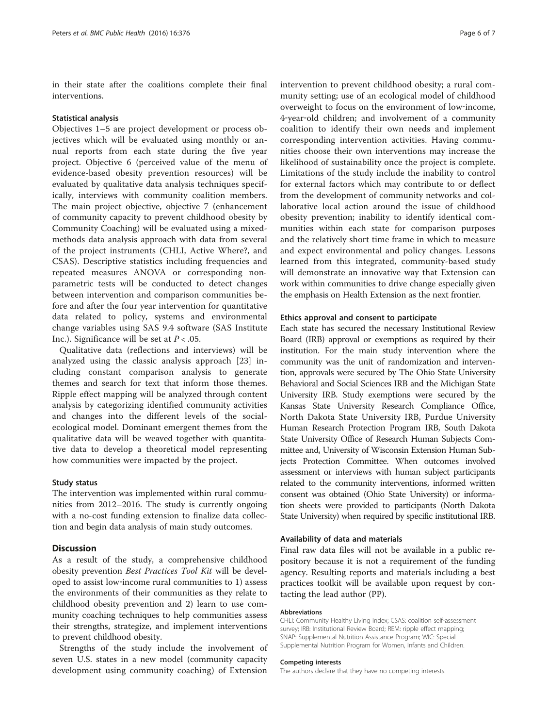in their state after the coalitions complete their final interventions.

### Statistical analysis

Objectives 1–5 are project development or process objectives which will be evaluated using monthly or annual reports from each state during the five year project. Objective 6 (perceived value of the menu of evidence-based obesity prevention resources) will be evaluated by qualitative data analysis techniques specifically, interviews with community coalition members. The main project objective, objective 7 (enhancement of community capacity to prevent childhood obesity by Community Coaching) will be evaluated using a mixed-methods data analysis approach with data from several of the project instruments (CHLI, Active Where?, and CSAS). Descriptive statistics including frequencies and repeated measures ANOVA or corresponding non-parametric tests will be conducted to detect changes between intervention and comparison communities before and after the four year intervention for quantitative data related to policy, systems and environmental change variables using SAS 9.4 software (SAS Institute Inc.). Significance will be set at $P < .05$.

Qualitative data (reflections and interviews) will be analyzed using the classic analysis approach [23] including constant comparison analysis to generate themes and search for text that inform those themes. Ripple effect mapping will be analyzed through content analysis by categorizing identified community activities and changes into the different levels of the social-ecological model. Dominant emergent themes from the qualitative data will be weaved together with quantitative data to develop a theoretical model representing how communities were impacted by the project.

### Study status

The intervention was implemented within rural communities from 2012–2016. The study is currently ongoing with a no-cost funding extension to finalize data collection and begin data analysis of main study outcomes.

## Discussion

As a result of the study, a comprehensive childhood obesity prevention *Best Practices Tool Kit* will be developed to assist low-income rural communities to 1) assess the environments of their communities as they relate to childhood obesity prevention and 2) learn to use community coaching techniques to help communities assess their strengths, strategize, and implement interventions to prevent childhood obesity.

Strengths of the study include the involvement of seven U.S. states in a new model (community capacity development using community coaching) of Extension intervention to prevent childhood obesity; a rural community setting; use of an ecological model of childhood overweight to focus on the environment of low-income, 4-year-old children; and involvement of a community coalition to identify their own needs and implement corresponding intervention activities. Having communities choose their own interventions may increase the likelihood of sustainability once the project is complete. Limitations of the study include the inability to control for external factors which may contribute to or deflect from the development of community networks and collaborative local action around the issue of childhood obesity prevention; inability to identify identical communities within each state for comparison purposes and the relatively short time frame in which to measure and expect environmental and policy changes. Lessons learned from this integrated, community-based study will demonstrate an innovative way that Extension can work within communities to drive change especially given the emphasis on Health Extension as the next frontier.

### Ethics approval and consent to participate

Each state has secured the necessary Institutional Review Board (IRB) approval or exemptions as required by their institution. For the main study intervention where the community was the unit of randomization and intervention, approvals were secured by The Ohio State University Behavioral and Social Sciences IRB and the Michigan State University IRB. Study exemptions were secured by the Kansas State University Research Compliance Office, North Dakota State University IRB, Purdue University Human Research Protection Program IRB, South Dakota State University Office of Research Human Subjects Committee and, University of Wisconsin Extension Human Subjects Protection Committee. When outcomes involved assessment or interviews with human subject participants related to the community interventions, informed written consent was obtained (Ohio State University) or information sheets were provided to participants (North Dakota State University) when required by specific institutional IRB.

### Availability of data and materials

Final raw data files will not be available in a public repository because it is not a requirement of the funding agency. Resulting reports and materials including a best practices toolkit will be available upon request by contacting the lead author (PP).

#### Abbreviations

CHLI: Community Healthy Living Index; CSAS: coalition self-assessment survey; IRB: Institutional Review Board; REM: ripple effect mapping; SNAP: Supplemental Nutrition Assistance Program; WIC: Special Supplemental Nutrition Program for Women, Infants and Children.

#### Competing interests

The authors declare that they have no competing interests.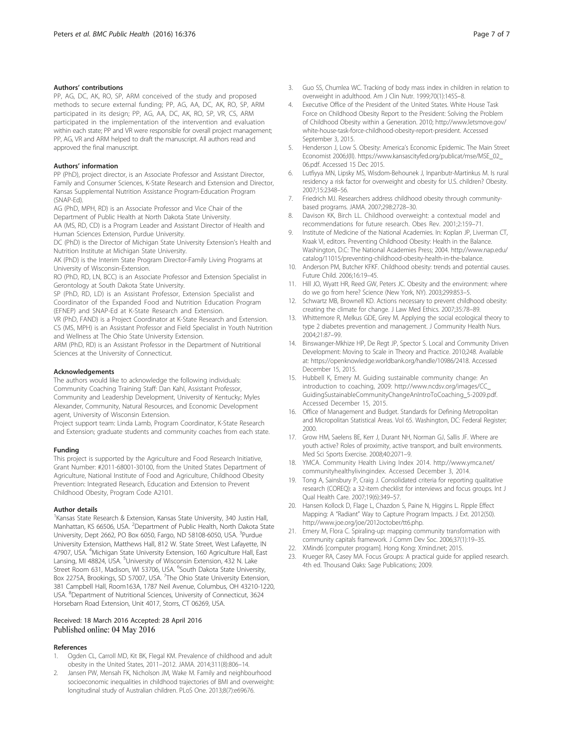#### Authors' contributions

PP, AG, DC, AK, RO, SP, ARM conceived of the study and proposed methods to secure external funding; PP, AG, AA, DC, AK, RO, SP, ARM participated in its design; PP, AG, AA, DC, AK, RO, SP, VR, CS, ARM participated in the implementation of the intervention and evaluation within each state; PP and VR were responsible for overall project management; PP, AG, VR and ARM helped to draft the manuscript. All authors read and approved the final manuscript.

#### Authors' information

PP (PhD), project director, is an Associate Professor and Assistant Director, Family and Consumer Sciences, K-State Research and Extension and Director, Kansas Supplemental Nutrition Assistance Program-Education Program (SNAP-Ed).

AG (PhD, MPH, RD) is an Associate Professor and Vice Chair of the Department of Public Health at North Dakota State University.

AA (MS, RD, CD) is a Program Leader and Assistant Director of Health and Human Sciences Extension, Purdue University.

DC (PhD) is the Director of Michigan State University Extension's Health and Nutrition Institute at Michigan State University.

AK (PhD) is the Interim State Program Director-Family Living Programs at University of Wisconsin-Extension.

RO (PhD, RD, LN, BCC) is an Associate Professor and Extension Specialist in Gerontology at South Dakota State University.

SP (PhD, RD, LD) is an Assistant Professor, Extension Specialist and Coordinator of the Expanded Food and Nutrition Education Program (EFNEP) and SNAP-Ed at K-State Research and Extension.

VR (PhD, FAND) is a Project Coordinator at K-State Research and Extension.

CS (MS, MPH) is an Assistant Professor and Field Specialist in Youth Nutrition and Wellness at The Ohio State University Extension.

ARM (PhD, RD) is an Assistant Professor in the Department of Nutritional Sciences at the University of Connecticut.

#### Acknowledgements

The authors would like to acknowledge the following individuals: Community Coaching Training Staff: Dan Kahl, Assistant Professor, Community and Leadership Development, University of Kentucky; Myles Alexander, Community, Natural Resources, and Economic Development agent, University of Wisconsin Extension.

Project support team: Linda Lamb, Program Coordinator, K-State Research and Extension; graduate students and community coaches from each state.

#### Funding

This project is supported by the Agriculture and Food Research Initiative, Grant Number: #2011-68001-30100, from the United States Department of Agriculture, National Institute of Food and Agriculture, Childhood Obesity Prevention: Integrated Research, Education and Extension to Prevent Childhood Obesity, Program Code A2101.

#### Author details

[1]Kansas State Research & Extension, Kansas State University, 340 Justin Hall, Manhattan, KS 66506, USA. [2]Department of Public Health, North Dakota State University, Dept 2662, PO Box 6050, Fargo, ND 58108-6050, USA. [3]Purdue University Extension, Matthews Hall, 812 W. State Street, West Lafayette, IN 47907, USA. [4]Michigan State University Extension, 160 Agriculture Hall, East Lansing, MI 48824, USA. [5]University of Wisconsin Extension, 432 N. Lake Street Room 631, Madison, WI 53706, USA. [6]South Dakota State University, Box 2275A, Brookings, SD 57007, USA. [7]The Ohio State University Extension, 381 Campbell Hall, Room163A, 1787 Neil Avenue, Columbus, OH 43210-1220, USA. [8]Department of Nutritional Sciences, University of Connecticut, 3624 Horsebarn Road Extension, Unit 4017, Storrs, CT 06269, USA.

Received: 18 March 2016 Accepted: 28 April 2016
Published online: 04 May 2016

#### References

1. Ogden CL, Carroll MD, Kit BK, Flegal KM. Prevalence of childhood and adult obesity in the United States, 2011–2012. JAMA. 2014;311(8):806–14.
2. Jansen PW, Mensah FK, Nicholson JM, Wake M. Family and neighbourhood socioeconomic inequalities in childhood trajectories of BMI and overweight: longitudinal study of Australian children. PLoS One. 2013;8(7):e69676.
3. Guo SS, Chumlea WC. Tracking of body mass index in children in relation to overweight in adulthood. Am J Clin Nutr. 1999;70(1):145S–8.
4. Executive Office of the President of the United States. White House Task Force on Childhood Obesity Report to the President: Solving the Problem of Childhood Obesity within a Generation. 2010; http://www.letsmove.gov/white-house-task-force-childhood-obesity-report-president. Accessed September 3, 2015.
5. Henderson J, Low S. Obesity: America's Economic Epidemic. The Main Street Economist 2006;I(II). https://www.kansascityfed.org/publicat/mse/MSE_02_06.pdf. Accessed 15 Dec 2015.
6. Lutfiyya MN, Lipsky MS, Wisdom-Behounek J, Inpanbutr-Martinkus M. Is rural residency a risk factor for overweight and obesity for U.S. children? Obesity. 2007;15:2348–56.
7. Friedrich MJ. Researchers address childhood obesity through community-based programs. JAMA. 2007;298:2728–30.
8. Davison KK, Birch LL. Childhood overweight: a contextual model and recommendations for future research. Obes Rev. 2001;2:159–71.
9. Institute of Medicine of the National Academies. In: Koplan JP, Liverman CT, Kraak VI, editors. Preventing Childhood Obesity: Health in the Balance. Washington, D.C: The National Academies Press; 2004. http://www.nap.edu/catalog/11015/preventing-childhood-obesity-health-in-the-balance.
10. Anderson PM, Butcher KFKF. Childhood obesity: trends and potential causes. Future Child. 2006;16:19–45.
11. Hill JO, Wyatt HR, Reed GW, Peters JC. Obesity and the environment: where do we go from here? Science (New York, NY). 2003;299:853–5.
12. Schwartz MB, Brownell KD. Actions necessary to prevent childhood obesity: creating the climate for change. J Law Med Ethics. 2007;35:78–89.
13. Whittemore R, Melkus GDE, Grey M. Applying the social ecological theory to type 2 diabetes prevention and management. J Community Health Nurs. 2004;21:87–99.
14. Binswanger-Mkhize HP, De Regt JP, Spector S. Local and Community Driven Development: Moving to Scale in Theory and Practice. 2010;248. Available at: https://openknowledge.worldbank.org/handle/10986/2418. Accessed December 15, 2015.
15. Hubbell K, Emery M. Guiding sustainable community change: An introduction to coaching, 2009: http://www.ncdsv.org/images/CC_GuidingSustainableCommunityChangeAnIntroToCoaching_5-2009.pdf. Accessed December 15, 2015.
16. Office of Management and Budget. Standards for Defining Metropolitan and Micropolitan Statistical Areas. Vol 65. Washington, DC: Federal Register; 2000.
17. Grow HM, Saelens BE, Kerr J, Durant NH, Norman GJ, Sallis JF. Where are youth active? Roles of proximity, active transport, and built environments. Med Sci Sports Exercise. 2008;40:2071–9.
18. YMCA. Community Health Living Index 2014. http://www.ymca.net/communityhealthylivingindex. Accessed December 3, 2014.
19. Tong A, Sainsbury P, Craig J. Consolidated criteria for reporting qualitative research (COREQ): a 32-item checklist for interviews and focus groups. Int J Qual Health Care. 2007;19(6):349–57.
20. Hansen Kollock D, Flage L, Chazdon S, Paine N, Higgins L. Ripple Effect Mapping: A "Radiant" Way to Capture Program Impacts. J Ext. 2012(50). http://www.joe.org/joe/2012october/tt6.php.
21. Emery M, Flora C. Spiraling-up: mapping community transformation with community capitals framework. J Comm Dev Soc. 2006;37(1):19–35.
22. XMind6 [computer program]. Hong Kong: Xmind.net; 2015.
23. Krueger RA, Casey MA. Focus Groups: A practical guide for applied research. 4th ed. Thousand Oaks: Sage Publications; 2009.